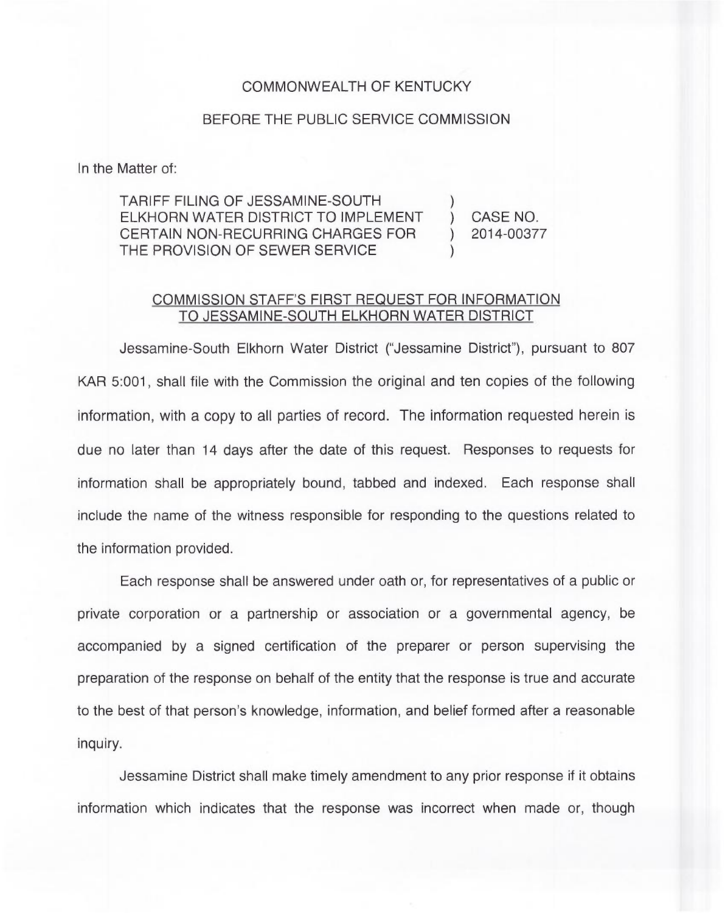COMMONWEALTH OF KENTUCKY

BEFORE THE PUBLIC SERVICE COMMISSION

In the Matter of:

| | | |
|---|---|---|
| TARIFF FILING OF JESSAMINE-SOUTH ELKHORN WATER DISTRICT TO IMPLEMENT CERTAIN NON-RECURRING CHARGES FOR THE PROVISION OF SEWER SERVICE | ) ) ) ) | CASE NO. 2014-00377 |

COMMISSION STAFF'S FIRST REQUEST FOR INFORMATION TO JESSAMINE-SOUTH ELKHORN WATER DISTRICT

Jessamine-South Elkhorn Water District ("Jessamine District"), pursuant to 807 KAR 5:001, shall file with the Commission the original and ten copies of the following information, with a copy to all parties of record. The information requested herein is due no later than 14 days after the date of this request. Responses to requests for information shall be appropriately bound, tabbed and indexed. Each response shall include the name of the witness responsible for responding to the questions related to the information provided.

Each response shall be answered under oath or, for representatives of a public or private corporation or a partnership or association or a governmental agency, be accompanied by a signed certification of the preparer or person supervising the preparation of the response on behalf of the entity that the response is true and accurate to the best of that person's knowledge, information, and belief formed after a reasonable inquiry.

Jessamine District shall make timely amendment to any prior response if it obtains information which indicates that the response was incorrect when made or, though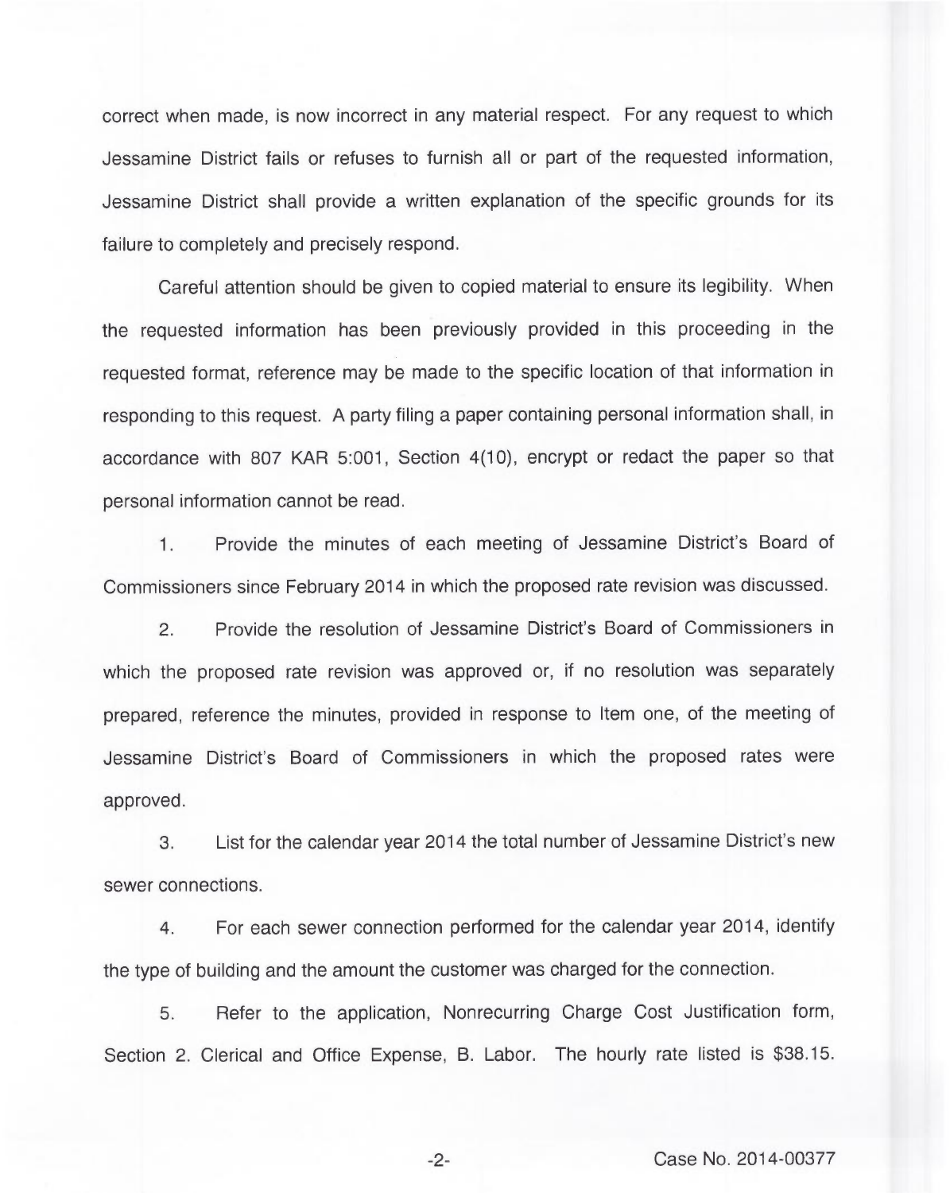correct when made, is now incorrect in any material respect. For any request to which Jessamine District fails or refuses to furnish all or part of the requested information, Jessamine District shall provide a written explanation of the specific grounds for its failure to completely and precisely respond.

Careful attention should be given to copied material to ensure its legibility. When the requested information has been previously provided in this proceeding in the requested format, reference may be made to the specific location of that information in responding to this request. A party filing a paper containing personal information shall, in accordance with 807 KAR 5:001, Section 4(10), encrypt or redact the paper so that personal information cannot be read.

1. Provide the minutes of each meeting of Jessamine District's Board of Commissioners since February 2014 in which the proposed rate revision was discussed.

2. Provide the resolution of Jessamine District's Board of Commissioners in which the proposed rate revision was approved or, if no resolution was separately prepared, reference the minutes, provided in response to Item one, of the meeting of Jessamine District's Board of Commissioners in which the proposed rates were approved.

3. List for the calendar year 2014 the total number of Jessamine District's new sewer connections.

4. For each sewer connection performed for the calendar year 2014, identify the type of building and the amount the customer was charged for the connection.

5. Refer to the application, Nonrecurring Charge Cost Justification form, Section 2. Clerical and Office Expense, B. Labor. The hourly rate listed is $38.15.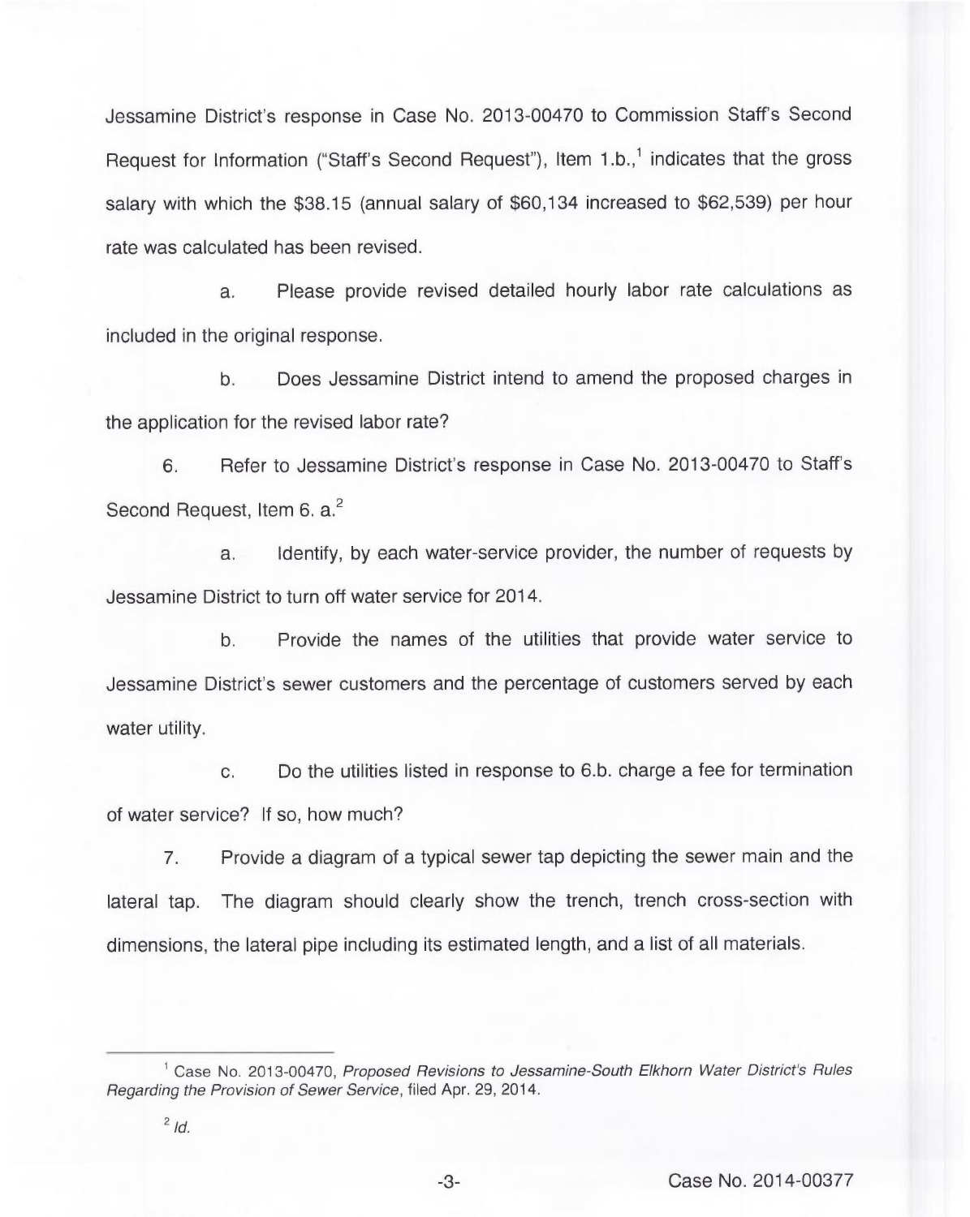Jessamine District's response in Case No. 2013-00470 to Commission Staff's Second Request for Information ("Staff's Second Request"), Item 1.b.,[1] indicates that the gross salary with which the $38.15 (annual salary of $60,134 increased to $62,539) per hour rate was calculated has been revised.

a. Please provide revised detailed hourly labor rate calculations as included in the original response.

b. Does Jessamine District intend to amend the proposed charges in the application for the revised labor rate?

6. Refer to Jessamine District's response in Case No. 2013-00470 to Staff's Second Request, Item 6. a.[2]

a. Identify, by each water-service provider, the number of requests by Jessamine District to turn off water service for 2014.

b. Provide the names of the utilities that provide water service to Jessamine District's sewer customers and the percentage of customers served by each water utility.

c. Do the utilities listed in response to 6.b. charge a fee for termination of water service? If so, how much?

7. Provide a diagram of a typical sewer tap depicting the sewer main and the lateral tap. The diagram should clearly show the trench, trench cross-section with dimensions, the lateral pipe including its estimated length, and a list of all materials.

---

[1] Case No. 2013-00470, *Proposed Revisions to Jessamine-South Elkhorn Water District's Rules Regarding the Provision of Sewer Service*, filed Apr. 29, 2014.

[2] *Id.*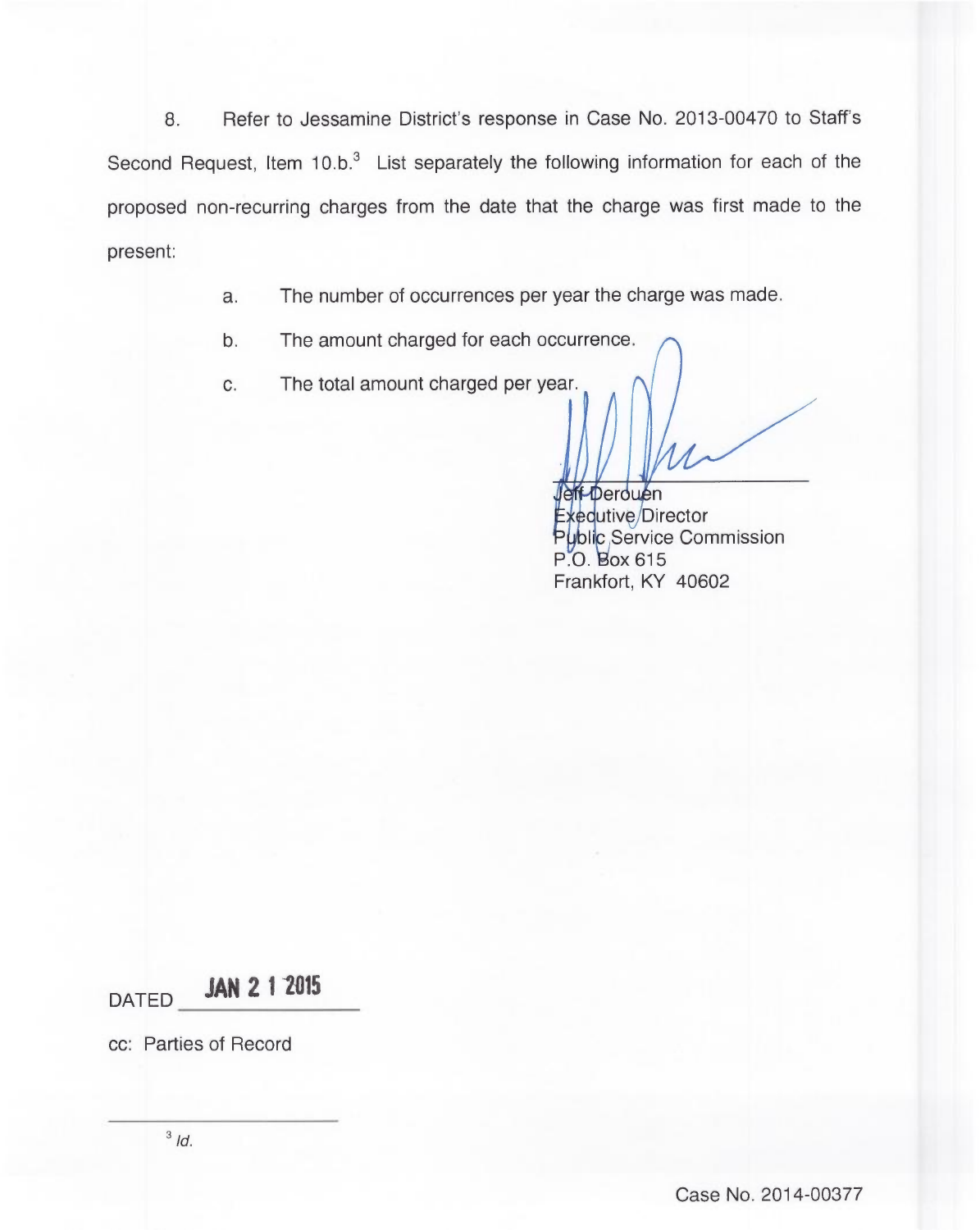8. Refer to Jessamine District's response in Case No. 2013-00470 to Staff's Second Request, Item 10.b.[3] List separately the following information for each of the proposed non-recurring charges from the date that the charge was first made to the present:

a. The number of occurrences per year the charge was made.

b. The amount charged for each occurrence.

c. The total amount charged per year.

Jeff Derouen
Executive Director
Public Service Commission
P.O. Box 615
Frankfort, KY 40602

DATED **JAN 2 1 2015**

cc: Parties of Record

[3] *Id.*

Case No. 2014-00377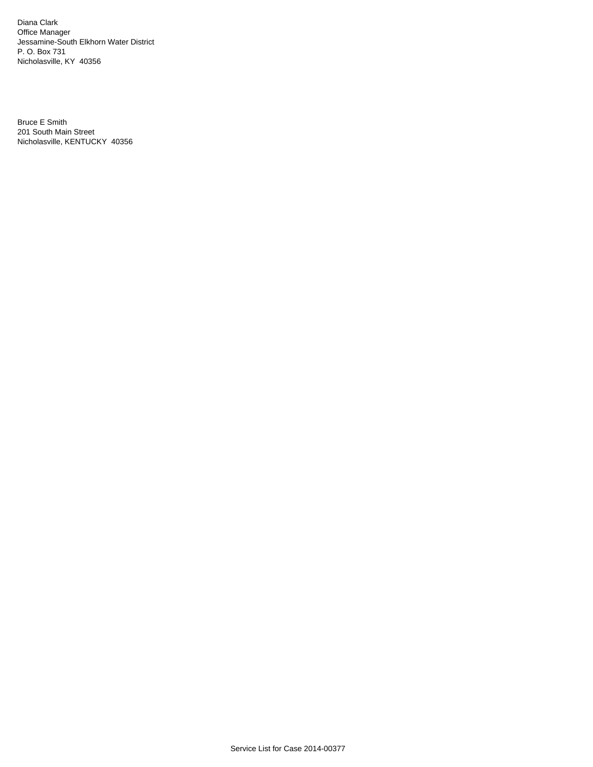Diana Clark
Office Manager
Jessamine-South Elkhorn Water District
P. O. Box 731
Nicholasville, KY  40356

Bruce E Smith
201 South Main Street
Nicholasville, KENTUCKY  40356

Service List for Case 2014-00377